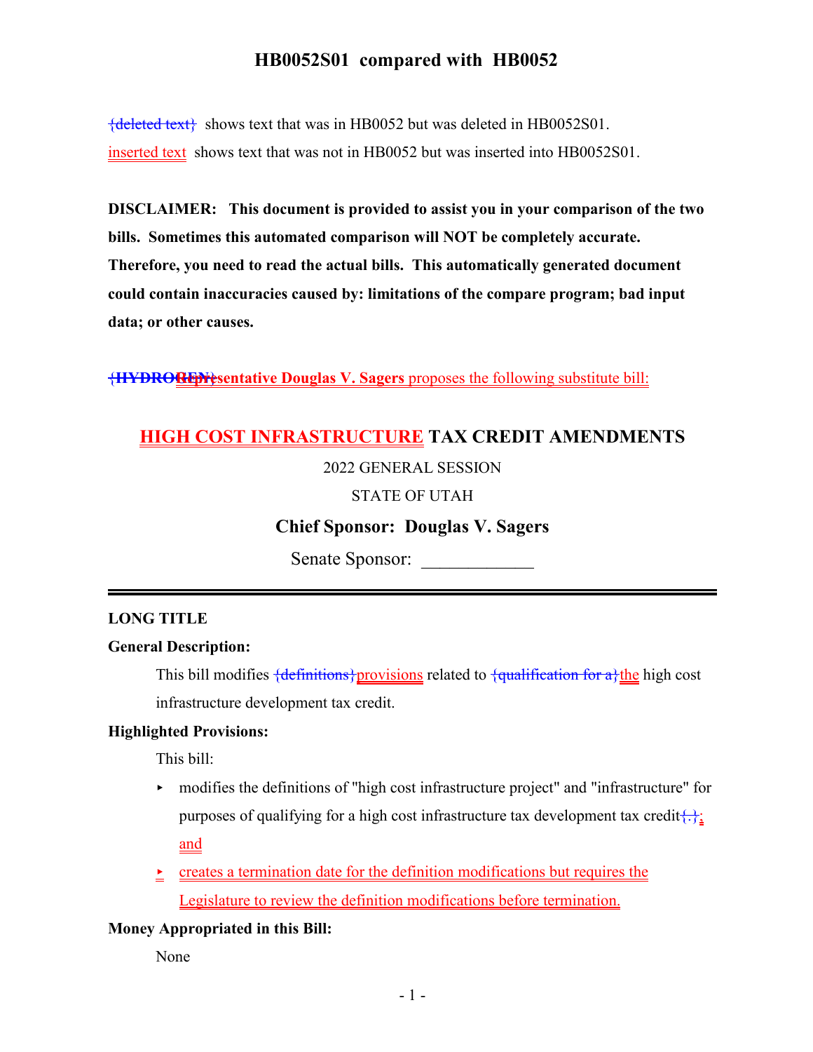# HB0052S01 compared with HB0052

{deleted text} shows text that was in HB0052 but was deleted in HB0052S01.

inserted text shows text that was not in HB0052 but was inserted into HB0052S01.

**DISCLAIMER: This document is provided to assist you in your comparison of the two bills. Sometimes this automated comparison will NOT be completely accurate. Therefore, you need to read the actual bills. This automatically generated document could contain inaccuracies caused by: limitations of the compare program; bad input data; or other causes.**

{**HYDROGEN**}**Representative Douglas V. Sagers** proposes the following substitute bill:

## HIGH COST INFRASTRUCTURE TAX CREDIT AMENDMENTS

2022 GENERAL SESSION

STATE OF UTAH

**Chief Sponsor: Douglas V. Sagers**

Senate Sponsor: ____________

---

**LONG TITLE**

**General Description:**

This bill modifies {definitions}provisions related to {qualification for a}the high cost infrastructure development tax credit.

**Highlighted Provisions:**

This bill:

- modifies the definitions of "high cost infrastructure project" and "infrastructure" for purposes of qualifying for a high cost infrastructure tax development tax credit{.}; and
- creates a termination date for the definition modifications but requires the Legislature to review the definition modifications before termination.

**Money Appropriated in this Bill:**

None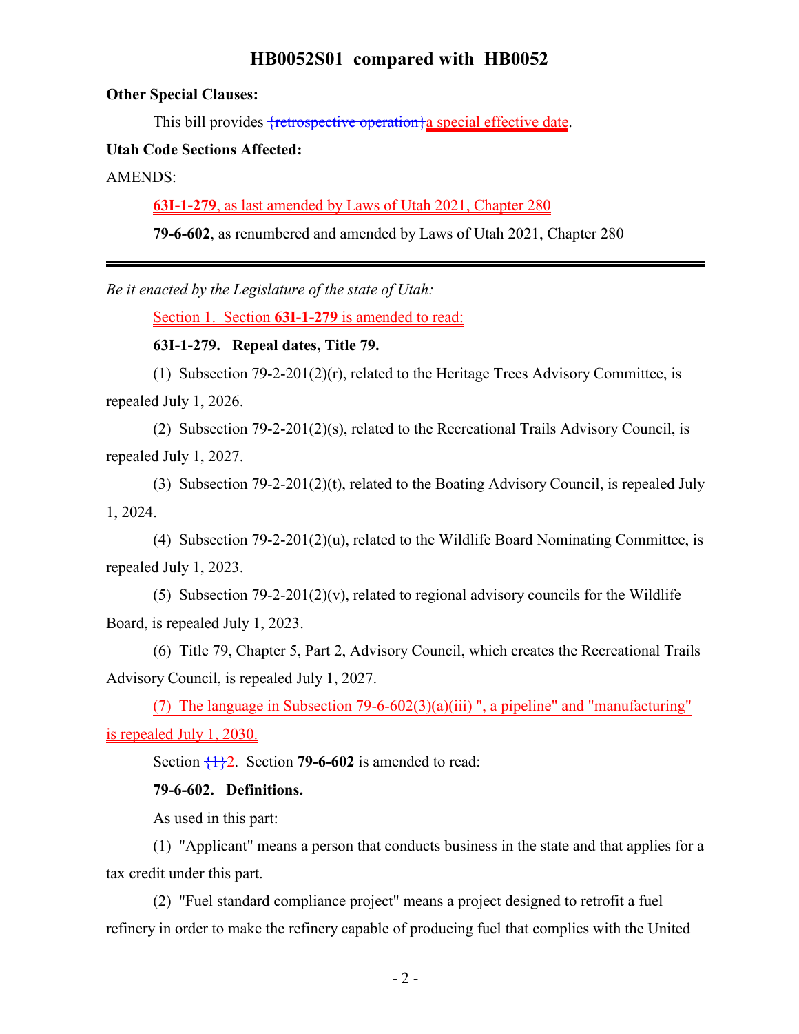**Other Special Clauses:**

This bill provides {retrospective operation}a special effective date.

**Utah Code Sections Affected:**

AMENDS:

**63I-1-279**, as last amended by Laws of Utah 2021, Chapter 280

**79-6-602**, as renumbered and amended by Laws of Utah 2021, Chapter 280

---

*Be it enacted by the Legislature of the state of Utah:*

Section 1. Section **63I-1-279** is amended to read:

**63I-1-279. Repeal dates, Title 79.**

(1) Subsection 79-2-201(2)(r), related to the Heritage Trees Advisory Committee, is repealed July 1, 2026.

(2) Subsection 79-2-201(2)(s), related to the Recreational Trails Advisory Council, is repealed July 1, 2027.

(3) Subsection 79-2-201(2)(t), related to the Boating Advisory Council, is repealed July 1, 2024.

(4) Subsection 79-2-201(2)(u), related to the Wildlife Board Nominating Committee, is repealed July 1, 2023.

(5) Subsection 79-2-201(2)(v), related to regional advisory councils for the Wildlife Board, is repealed July 1, 2023.

(6) Title 79, Chapter 5, Part 2, Advisory Council, which creates the Recreational Trails Advisory Council, is repealed July 1, 2027.

(7) The language in Subsection 79-6-602(3)(a)(iii) ", a pipeline" and "manufacturing" is repealed July 1, 2030.

Section {1}2. Section **79-6-602** is amended to read:

**79-6-602. Definitions.**

As used in this part:

(1) "Applicant" means a person that conducts business in the state and that applies for a tax credit under this part.

(2) "Fuel standard compliance project" means a project designed to retrofit a fuel refinery in order to make the refinery capable of producing fuel that complies with the United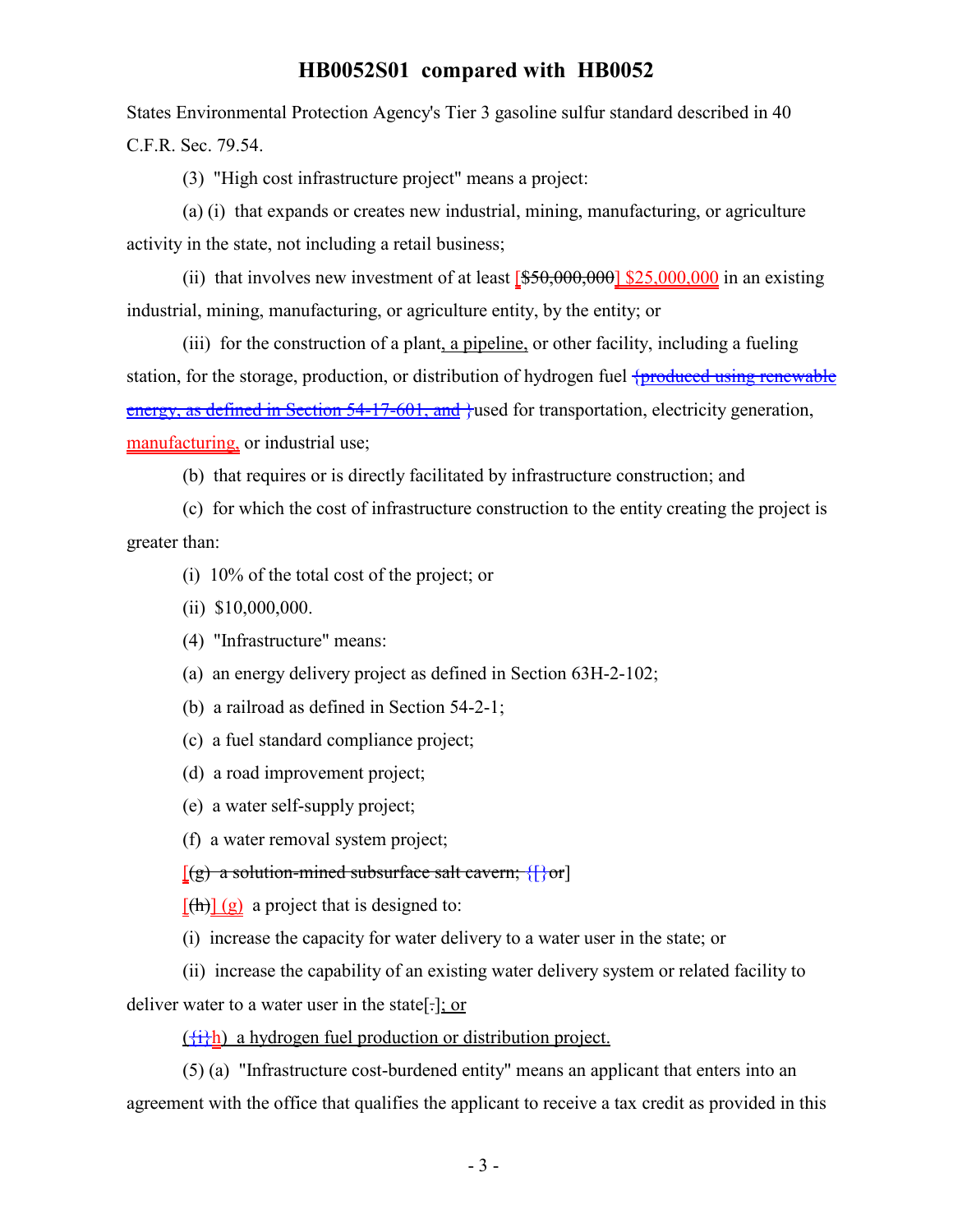States Environmental Protection Agency's Tier 3 gasoline sulfur standard described in 40 C.F.R. Sec. 79.54.

(3) "High cost infrastructure project" means a project:

(a) (i) that expands or creates new industrial, mining, manufacturing, or agriculture activity in the state, not including a retail business;

(ii) that involves new investment of at least [~~$50,000,000~~] $25,000,000 in an existing industrial, mining, manufacturing, or agriculture entity, by the entity; or

(iii) for the construction of a plant, a pipeline, or other facility, including a fueling station, for the storage, production, or distribution of hydrogen fuel ~~{produced using renewable energy, as defined in Section 54-17-601, and }~~used for transportation, electricity generation, manufacturing, or industrial use;

(b) that requires or is directly facilitated by infrastructure construction; and

(c) for which the cost of infrastructure construction to the entity creating the project is greater than:

(i) 10% of the total cost of the project; or

(ii) $10,000,000.

(4) "Infrastructure" means:

(a) an energy delivery project as defined in Section 63H-2-102;

(b) a railroad as defined in Section 54-2-1;

(c) a fuel standard compliance project;

(d) a road improvement project;

(e) a water self-supply project;

(f) a water removal system project;

[~~(g) a solution-mined subsurface salt cavern;~~ {[}~~or~~]

[~~(h)~~] (g) a project that is designed to:

(i) increase the capacity for water delivery to a water user in the state; or

(ii) increase the capability of an existing water delivery system or related facility to deliver water to a water user in the state[~~.~~]; or

(~~{i}~~h) a hydrogen fuel production or distribution project.

(5) (a) "Infrastructure cost-burdened entity" means an applicant that enters into an agreement with the office that qualifies the applicant to receive a tax credit as provided in this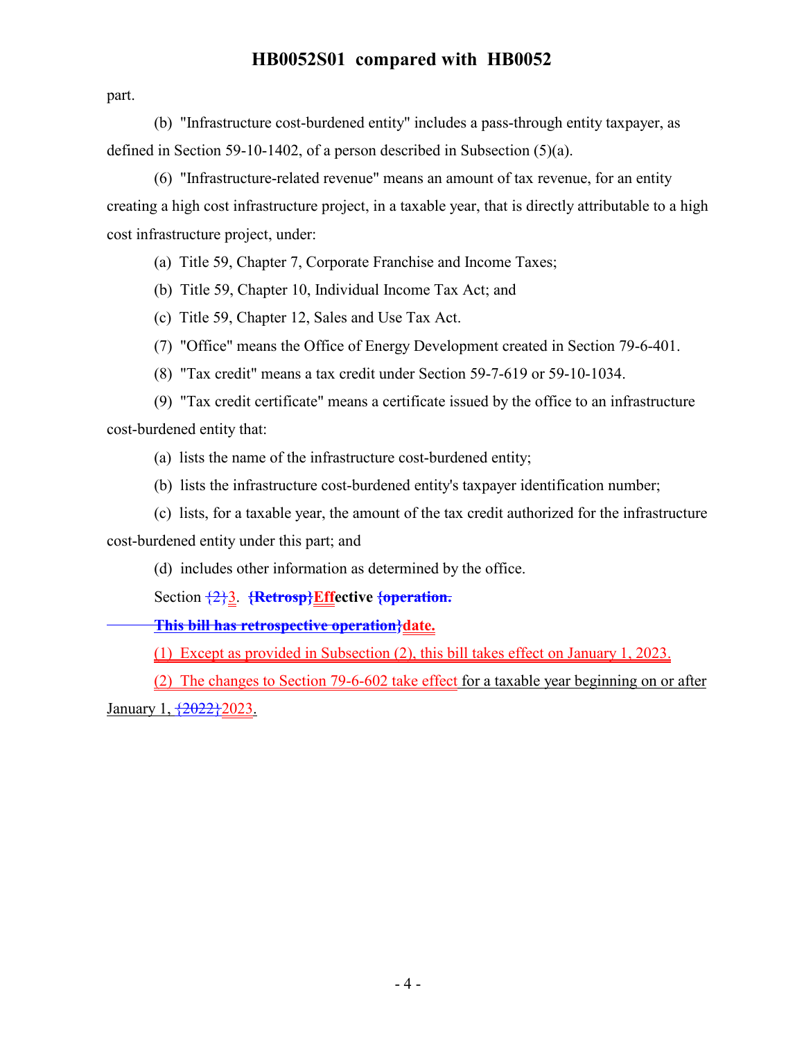part.

(b) "Infrastructure cost-burdened entity" includes a pass-through entity taxpayer, as defined in Section 59-10-1402, of a person described in Subsection (5)(a).

(6) "Infrastructure-related revenue" means an amount of tax revenue, for an entity creating a high cost infrastructure project, in a taxable year, that is directly attributable to a high cost infrastructure project, under:

(a) Title 59, Chapter 7, Corporate Franchise and Income Taxes;

(b) Title 59, Chapter 10, Individual Income Tax Act; and

(c) Title 59, Chapter 12, Sales and Use Tax Act.

(7) "Office" means the Office of Energy Development created in Section 79-6-401.

(8) "Tax credit" means a tax credit under Section 59-7-619 or 59-10-1034.

(9) "Tax credit certificate" means a certificate issued by the office to an infrastructure cost-burdened entity that:

(a) lists the name of the infrastructure cost-burdened entity;

(b) lists the infrastructure cost-burdened entity's taxpayer identification number;

(c) lists, for a taxable year, the amount of the tax credit authorized for the infrastructure cost-burdened entity under this part; and

(d) includes other information as determined by the office.

Section ~~{2}~~3. **~~{Retrosp}~~Effective ~~{operation.~~**

**~~This bill has retrospective operation}~~date.**

(1) Except as provided in Subsection (2), this bill takes effect on January 1, 2023.

(2) The changes to Section 79-6-602 take effect for a taxable year beginning on or after January 1, ~~{2022}~~2023.